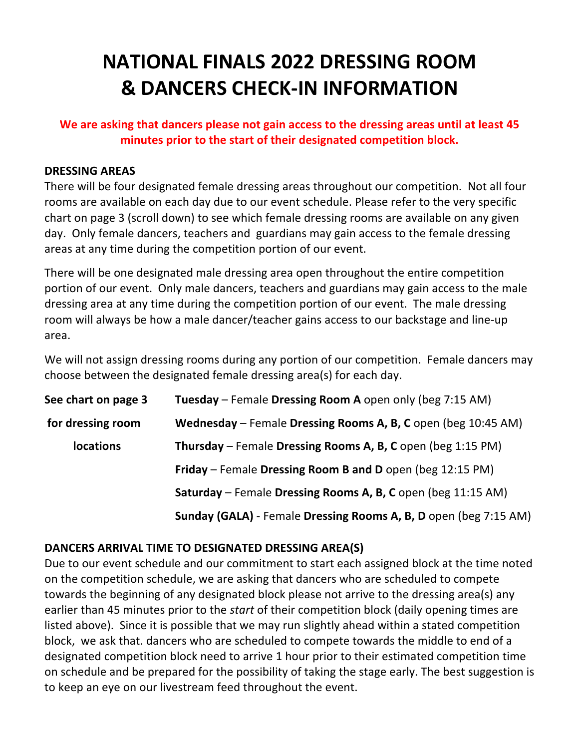# NATIONAL FINALS 2022 DRESSING ROOM & DANCERS CHECK-IN INFORMATION

**We are asking that dancers please not gain access to the dressing areas until at least 45 minutes prior to the start of their designated competition block.**

**DRESSING AREAS**

There will be four designated female dressing areas throughout our competition. Not all four rooms are available on each day due to our event schedule. Please refer to the very specific chart on page 3 (scroll down) to see which female dressing rooms are available on any given day. Only female dancers, teachers and guardians may gain access to the female dressing areas at any time during the competition portion of our event.

There will be one designated male dressing area open throughout the entire competition portion of our event. Only male dancers, teachers and guardians may gain access to the male dressing area at any time during the competition portion of our event. The male dressing room will always be how a male dancer/teacher gains access to our backstage and line-up area.

We will not assign dressing rooms during any portion of our competition. Female dancers may choose between the designated female dressing area(s) for each day.

**See chart on page 3 for dressing room locations**

- **Tuesday** – Female **Dressing Room A** open only (beg 7:15 AM)
- **Wednesday** – Female **Dressing Rooms A, B, C** open (beg 10:45 AM)
- **Thursday** – Female **Dressing Rooms A, B, C** open (beg 1:15 PM)
- **Friday** – Female **Dressing Room B and D** open (beg 12:15 PM)
- **Saturday** – Female **Dressing Rooms A, B, C** open (beg 11:15 AM)
- **Sunday (GALA)** - Female **Dressing Rooms A, B, D** open (beg 7:15 AM)

**DANCERS ARRIVAL TIME TO DESIGNATED DRESSING AREA(S)**

Due to our event schedule and our commitment to start each assigned block at the time noted on the competition schedule, we are asking that dancers who are scheduled to compete towards the beginning of any designated block please not arrive to the dressing area(s) any earlier than 45 minutes prior to the *start* of their competition block (daily opening times are listed above). Since it is possible that we may run slightly ahead within a stated competition block, we ask that. dancers who are scheduled to compete towards the middle to end of a designated competition block need to arrive 1 hour prior to their estimated competition time on schedule and be prepared for the possibility of taking the stage early. The best suggestion is to keep an eye on our livestream feed throughout the event.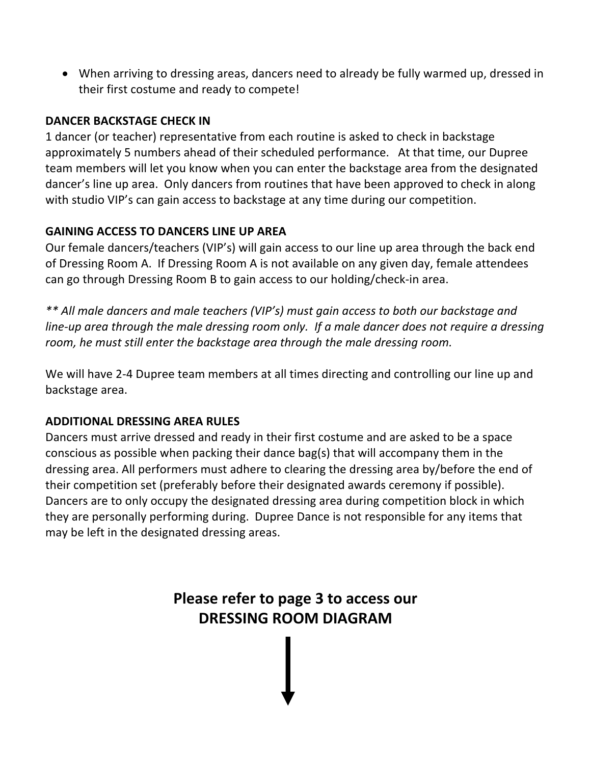- When arriving to dressing areas, dancers need to already be fully warmed up, dressed in their first costume and ready to compete!

**DANCER BACKSTAGE CHECK IN**

1 dancer (or teacher) representative from each routine is asked to check in backstage approximately 5 numbers ahead of their scheduled performance. At that time, our Dupree team members will let you know when you can enter the backstage area from the designated dancer's line up area. Only dancers from routines that have been approved to check in along with studio VIP's can gain access to backstage at any time during our competition.

**GAINING ACCESS TO DANCERS LINE UP AREA**

Our female dancers/teachers (VIP's) will gain access to our line up area through the back end of Dressing Room A. If Dressing Room A is not available on any given day, female attendees can go through Dressing Room B to gain access to our holding/check-in area.

*** All male dancers and male teachers (VIP's) must gain access to both our backstage and line-up area through the male dressing room only. If a male dancer does not require a dressing room, he must still enter the backstage area through the male dressing room.*

We will have 2-4 Dupree team members at all times directing and controlling our line up and backstage area.

**ADDITIONAL DRESSING AREA RULES**

Dancers must arrive dressed and ready in their first costume and are asked to be a space conscious as possible when packing their dance bag(s) that will accompany them in the dressing area. All performers must adhere to clearing the dressing area by/before the end of their competition set (preferably before their designated awards ceremony if possible). Dancers are to only occupy the designated dressing area during competition block in which they are personally performing during. Dupree Dance is not responsible for any items that may be left in the designated dressing areas.

**Please refer to page 3 to access our DRESSING ROOM DIAGRAM**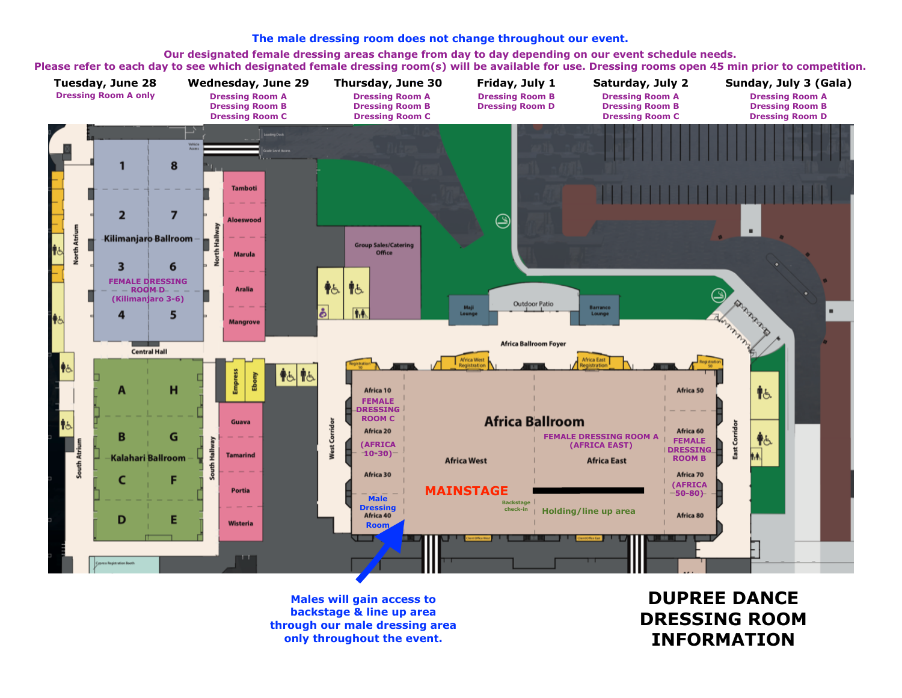The male dressing room does not change throughout our event.

Our designated female dressing areas change from day to day depending on our event schedule needs.
Please refer to each day to see which designated female dressing room(s) will be available for use. Dressing rooms open 45 min prior to competition.

| Tuesday, June 28 | Wednesday, June 29 | Thursday, June 30 | Friday, July 1 | Saturday, July 2 | Sunday, July 3 (Gala) |
|---|---|---|---|---|---|
| Dressing Room A only | Dressing Room A<br>Dressing Room B<br>Dressing Room C | Dressing Room A<br>Dressing Room B<br>Dressing Room C | Dressing Room B<br>Dressing Room D | Dressing Room A<br>Dressing Room B<br>Dressing Room C | Dressing Room A<br>Dressing Room B<br>Dressing Room D |

Kilimanjaro Ballroom
1 8 2 7 3 6 4 5
FEMALE DRESSING ROOM D (Kilimanjaro 3-6)

North Atrium
North Hallway
Tamboti
Aloeswood
Marula
Aralia
Mangrove
Central Hall
Group Sales/Catering Office
Maji Lounge
Outdoor Patio
Barranco Lounge
Africa Ballroom Foyer

Kalahari Ballroom
A H B G C F D E

South Atrium
South Hallway
Empress
Ebony
Guava
Tamarind
Portia
Wisteria

West Corridor
East Corridor

Africa Ballroom
Africa 10
Africa 20
Africa 30
Africa 40
FEMALE DRESSING ROOM C (AFRICA 10-30)
Male Dressing Room
Africa West
Africa East
FEMALE DRESSING ROOM A (AFRICA EAST)
MAINSTAGE
Backstage check-in
Holding/line up area
Africa 50
Africa 60
Africa 70
Africa 80
FEMALE DRESSING ROOM B (AFRICA 50-80)

Males will gain access to backstage & line up area through our male dressing area only throughout the event.

# DUPREE DANCE DRESSING ROOM INFORMATION